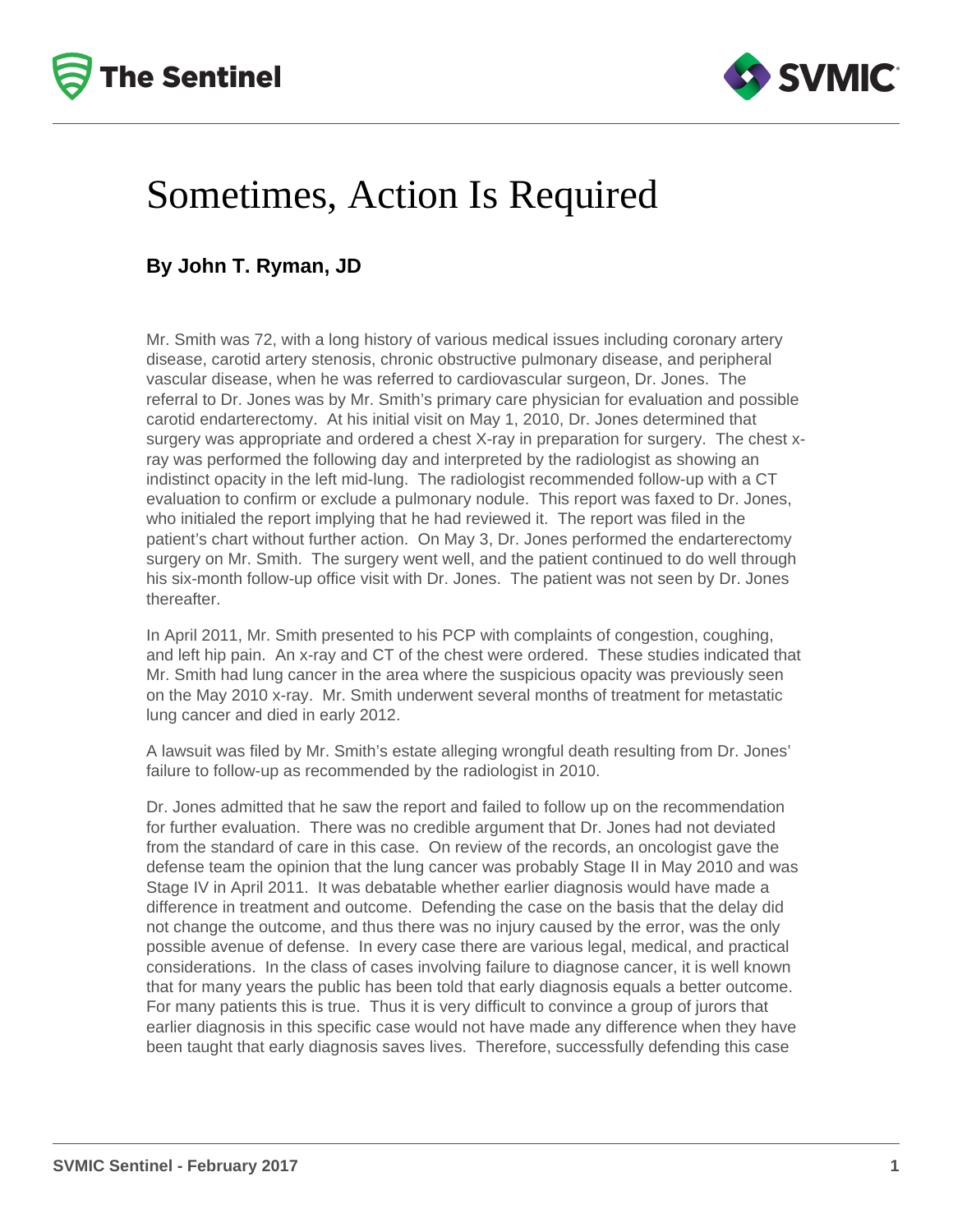# Sometimes, Action Is Required

**By John T. Ryman, JD**

Mr. Smith was 72, with a long history of various medical issues including coronary artery disease, carotid artery stenosis, chronic obstructive pulmonary disease, and peripheral vascular disease, when he was referred to cardiovascular surgeon, Dr. Jones. The referral to Dr. Jones was by Mr. Smith's primary care physician for evaluation and possible carotid endarterectomy. At his initial visit on May 1, 2010, Dr. Jones determined that surgery was appropriate and ordered a chest X-ray in preparation for surgery. The chest x-ray was performed the following day and interpreted by the radiologist as showing an indistinct opacity in the left mid-lung. The radiologist recommended follow-up with a CT evaluation to confirm or exclude a pulmonary nodule. This report was faxed to Dr. Jones, who initialed the report implying that he had reviewed it. The report was filed in the patient's chart without further action. On May 3, Dr. Jones performed the endarterectomy surgery on Mr. Smith. The surgery went well, and the patient continued to do well through his six-month follow-up office visit with Dr. Jones. The patient was not seen by Dr. Jones thereafter.

In April 2011, Mr. Smith presented to his PCP with complaints of congestion, coughing, and left hip pain. An x-ray and CT of the chest were ordered. These studies indicated that Mr. Smith had lung cancer in the area where the suspicious opacity was previously seen on the May 2010 x-ray. Mr. Smith underwent several months of treatment for metastatic lung cancer and died in early 2012.

A lawsuit was filed by Mr. Smith's estate alleging wrongful death resulting from Dr. Jones' failure to follow-up as recommended by the radiologist in 2010.

Dr. Jones admitted that he saw the report and failed to follow up on the recommendation for further evaluation. There was no credible argument that Dr. Jones had not deviated from the standard of care in this case. On review of the records, an oncologist gave the defense team the opinion that the lung cancer was probably Stage II in May 2010 and was Stage IV in April 2011. It was debatable whether earlier diagnosis would have made a difference in treatment and outcome. Defending the case on the basis that the delay did not change the outcome, and thus there was no injury caused by the error, was the only possible avenue of defense. In every case there are various legal, medical, and practical considerations. In the class of cases involving failure to diagnose cancer, it is well known that for many years the public has been told that early diagnosis equals a better outcome. For many patients this is true. Thus it is very difficult to convince a group of jurors that earlier diagnosis in this specific case would not have made any difference when they have been taught that early diagnosis saves lives. Therefore, successfully defending this case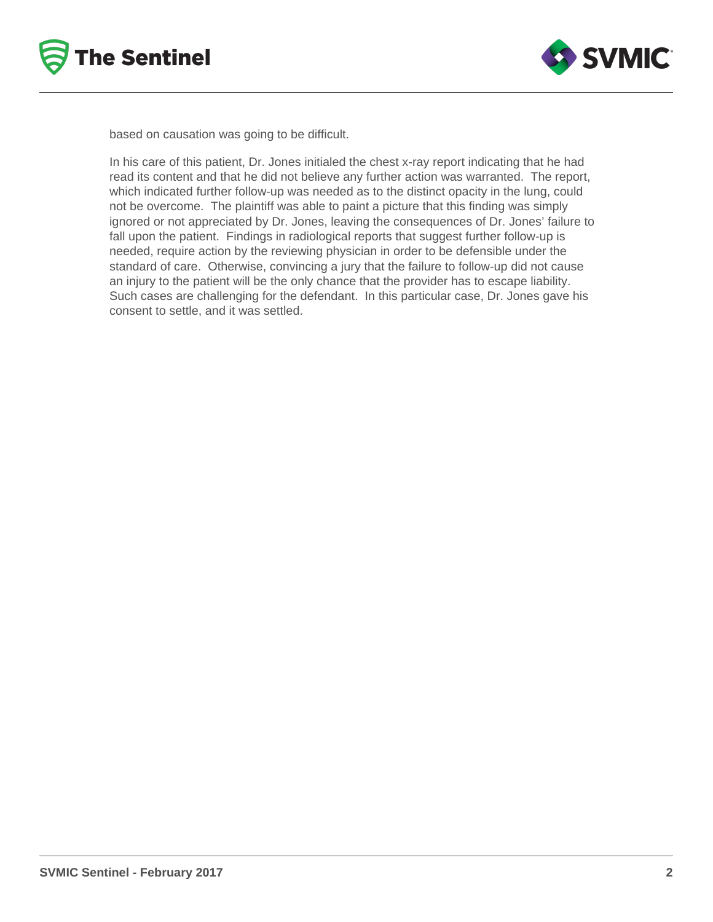based on causation was going to be difficult.

In his care of this patient, Dr. Jones initialed the chest x-ray report indicating that he had read its content and that he did not believe any further action was warranted. The report, which indicated further follow-up was needed as to the distinct opacity in the lung, could not be overcome. The plaintiff was able to paint a picture that this finding was simply ignored or not appreciated by Dr. Jones, leaving the consequences of Dr. Jones' failure to fall upon the patient. Findings in radiological reports that suggest further follow-up is needed, require action by the reviewing physician in order to be defensible under the standard of care. Otherwise, convincing a jury that the failure to follow-up did not cause an injury to the patient will be the only chance that the provider has to escape liability. Such cases are challenging for the defendant. In this particular case, Dr. Jones gave his consent to settle, and it was settled.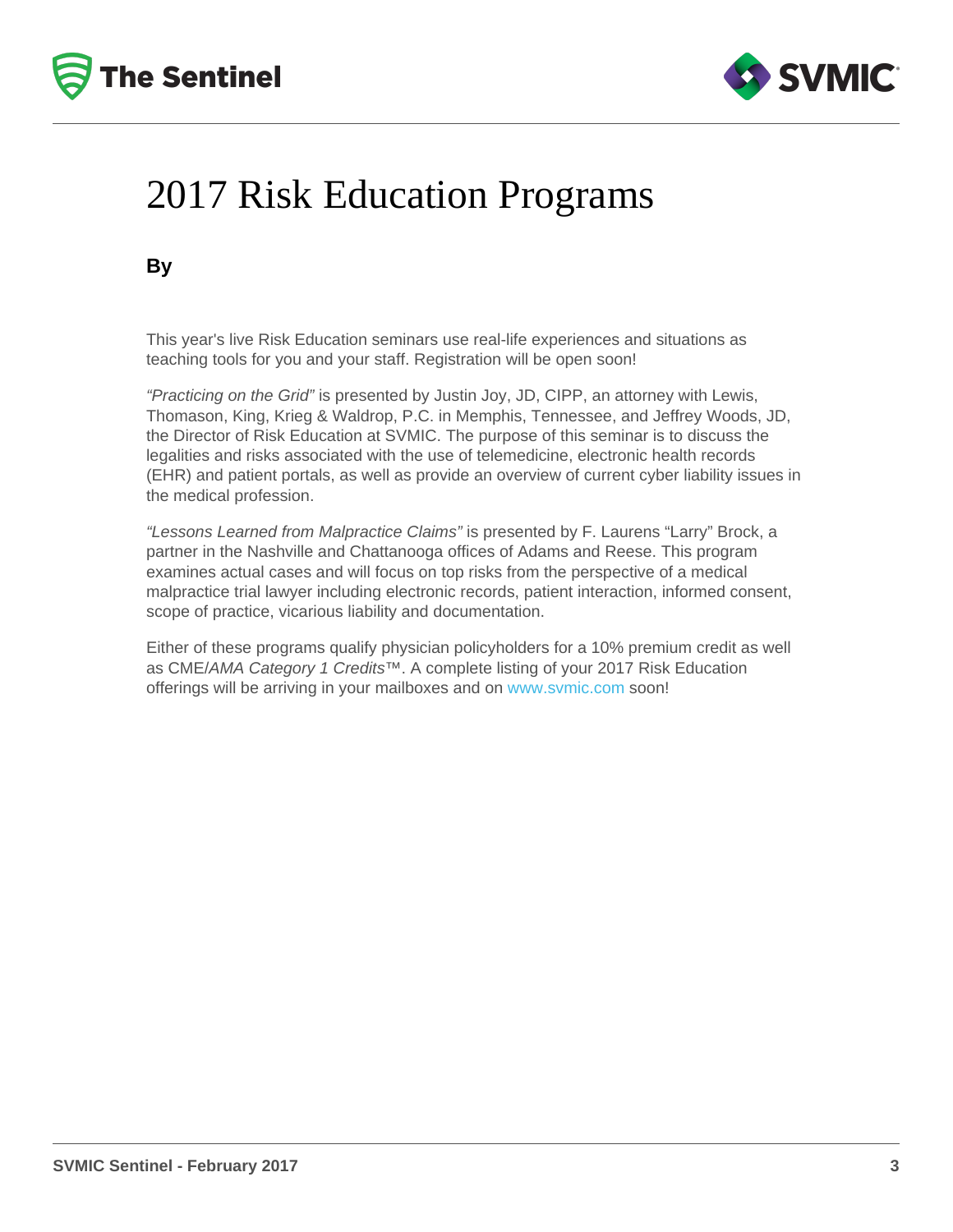# 2017 Risk Education Programs

**By**

This year's live Risk Education seminars use real-life experiences and situations as teaching tools for you and your staff. Registration will be open soon!

*"Practicing on the Grid"* is presented by Justin Joy, JD, CIPP, an attorney with Lewis, Thomason, King, Krieg & Waldrop, P.C. in Memphis, Tennessee, and Jeffrey Woods, JD, the Director of Risk Education at SVMIC. The purpose of this seminar is to discuss the legalities and risks associated with the use of telemedicine, electronic health records (EHR) and patient portals, as well as provide an overview of current cyber liability issues in the medical profession.

*"Lessons Learned from Malpractice Claims"* is presented by F. Laurens "Larry" Brock, a partner in the Nashville and Chattanooga offices of Adams and Reese. This program examines actual cases and will focus on top risks from the perspective of a medical malpractice trial lawyer including electronic records, patient interaction, informed consent, scope of practice, vicarious liability and documentation.

Either of these programs qualify physician policyholders for a 10% premium credit as well as CME/*AMA Category 1 Credits*™. A complete listing of your 2017 Risk Education offerings will be arriving in your mailboxes and on www.svmic.com soon!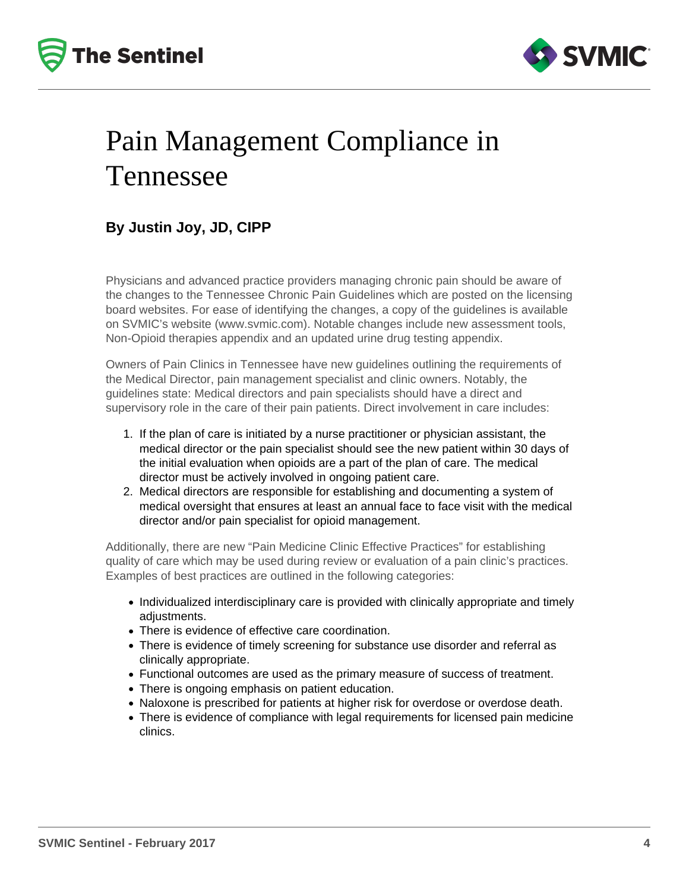# Pain Management Compliance in Tennessee

**By Justin Joy, JD, CIPP**

Physicians and advanced practice providers managing chronic pain should be aware of the changes to the Tennessee Chronic Pain Guidelines which are posted on the licensing board websites. For ease of identifying the changes, a copy of the guidelines is available on SVMIC's website (www.svmic.com). Notable changes include new assessment tools, Non-Opioid therapies appendix and an updated urine drug testing appendix.

Owners of Pain Clinics in Tennessee have new guidelines outlining the requirements of the Medical Director, pain management specialist and clinic owners. Notably, the guidelines state: Medical directors and pain specialists should have a direct and supervisory role in the care of their pain patients. Direct involvement in care includes:

1. If the plan of care is initiated by a nurse practitioner or physician assistant, the medical director or the pain specialist should see the new patient within 30 days of the initial evaluation when opioids are a part of the plan of care. The medical director must be actively involved in ongoing patient care.
2. Medical directors are responsible for establishing and documenting a system of medical oversight that ensures at least an annual face to face visit with the medical director and/or pain specialist for opioid management.

Additionally, there are new "Pain Medicine Clinic Effective Practices" for establishing quality of care which may be used during review or evaluation of a pain clinic's practices. Examples of best practices are outlined in the following categories:

- Individualized interdisciplinary care is provided with clinically appropriate and timely adjustments.
- There is evidence of effective care coordination.
- There is evidence of timely screening for substance use disorder and referral as clinically appropriate.
- Functional outcomes are used as the primary measure of success of treatment.
- There is ongoing emphasis on patient education.
- Naloxone is prescribed for patients at higher risk for overdose or overdose death.
- There is evidence of compliance with legal requirements for licensed pain medicine clinics.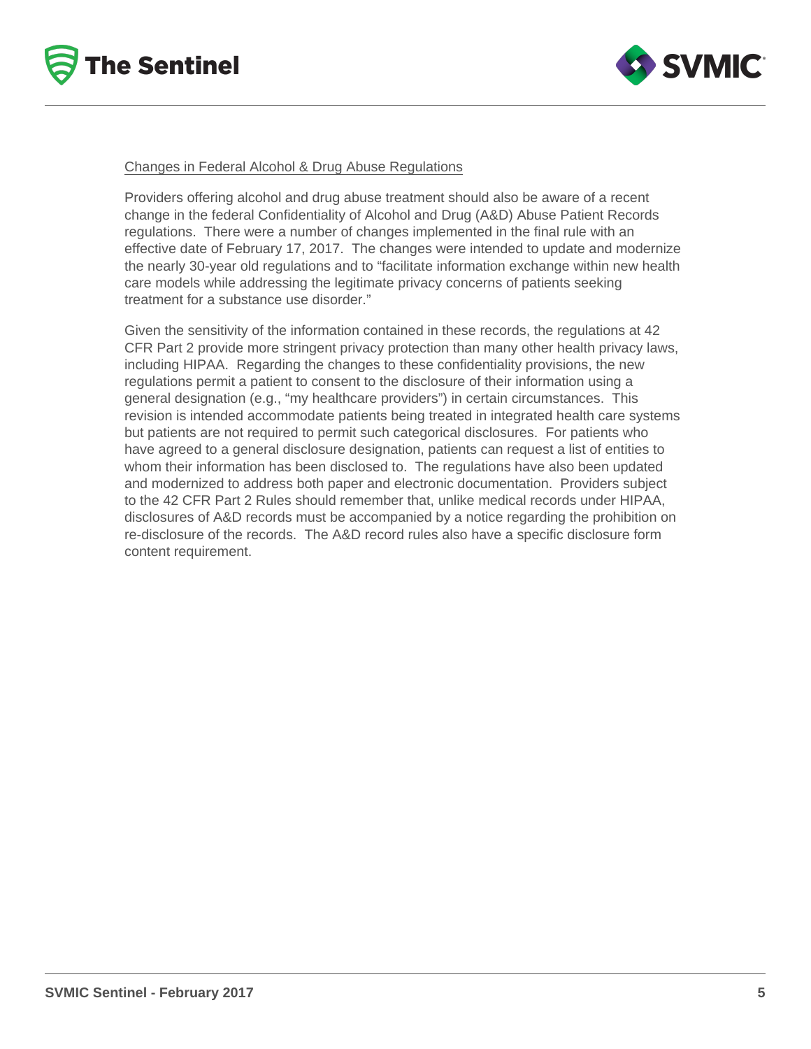## Changes in Federal Alcohol & Drug Abuse Regulations

Providers offering alcohol and drug abuse treatment should also be aware of a recent change in the federal Confidentiality of Alcohol and Drug (A&D) Abuse Patient Records regulations. There were a number of changes implemented in the final rule with an effective date of February 17, 2017. The changes were intended to update and modernize the nearly 30-year old regulations and to "facilitate information exchange within new health care models while addressing the legitimate privacy concerns of patients seeking treatment for a substance use disorder."

Given the sensitivity of the information contained in these records, the regulations at 42 CFR Part 2 provide more stringent privacy protection than many other health privacy laws, including HIPAA. Regarding the changes to these confidentiality provisions, the new regulations permit a patient to consent to the disclosure of their information using a general designation (e.g., "my healthcare providers") in certain circumstances. This revision is intended accommodate patients being treated in integrated health care systems but patients are not required to permit such categorical disclosures. For patients who have agreed to a general disclosure designation, patients can request a list of entities to whom their information has been disclosed to. The regulations have also been updated and modernized to address both paper and electronic documentation. Providers subject to the 42 CFR Part 2 Rules should remember that, unlike medical records under HIPAA, disclosures of A&D records must be accompanied by a notice regarding the prohibition on re-disclosure of the records. The A&D record rules also have a specific disclosure form content requirement.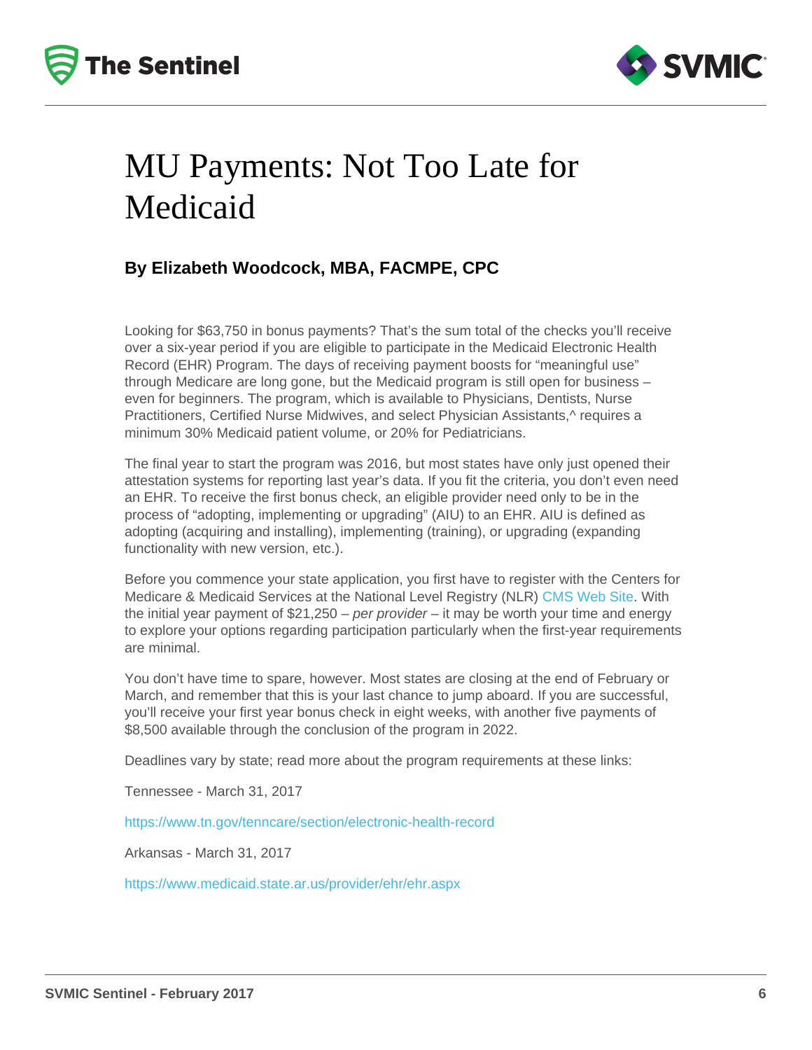# MU Payments: Not Too Late for Medicaid

**By Elizabeth Woodcock, MBA, FACMPE, CPC**

Looking for $63,750 in bonus payments? That's the sum total of the checks you'll receive over a six-year period if you are eligible to participate in the Medicaid Electronic Health Record (EHR) Program. The days of receiving payment boosts for "meaningful use" through Medicare are long gone, but the Medicaid program is still open for business – even for beginners. The program, which is available to Physicians, Dentists, Nurse Practitioners, Certified Nurse Midwives, and select Physician Assistants,^ requires a minimum 30% Medicaid patient volume, or 20% for Pediatricians.

The final year to start the program was 2016, but most states have only just opened their attestation systems for reporting last year's data. If you fit the criteria, you don't even need an EHR. To receive the first bonus check, an eligible provider need only to be in the process of "adopting, implementing or upgrading" (AIU) to an EHR. AIU is defined as adopting (acquiring and installing), implementing (training), or upgrading (expanding functionality with new version, etc.).

Before you commence your state application, you first have to register with the Centers for Medicare & Medicaid Services at the National Level Registry (NLR) CMS Web Site. With the initial year payment of $21,250 – *per provider* – it may be worth your time and energy to explore your options regarding participation particularly when the first-year requirements are minimal.

You don't have time to spare, however. Most states are closing at the end of February or March, and remember that this is your last chance to jump aboard. If you are successful, you'll receive your first year bonus check in eight weeks, with another five payments of $8,500 available through the conclusion of the program in 2022.

Deadlines vary by state; read more about the program requirements at these links:

Tennessee - March 31, 2017

https://www.tn.gov/tenncare/section/electronic-health-record

Arkansas - March 31, 2017

https://www.medicaid.state.ar.us/provider/ehr/ehr.aspx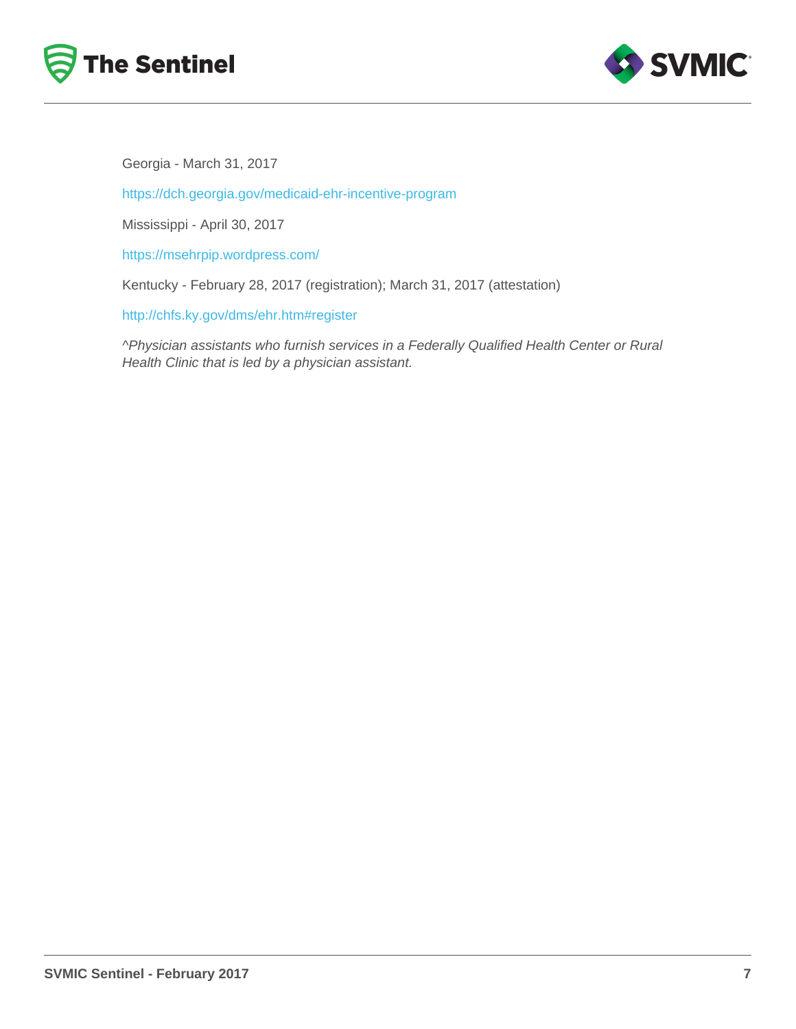Georgia - March 31, 2017

https://dch.georgia.gov/medicaid-ehr-incentive-program

Mississippi - April 30, 2017

https://msehrpip.wordpress.com/

Kentucky - February 28, 2017 (registration); March 31, 2017 (attestation)

http://chfs.ky.gov/dms/ehr.htm#register

*^Physician assistants who furnish services in a Federally Qualified Health Center or Rural Health Clinic that is led by a physician assistant.*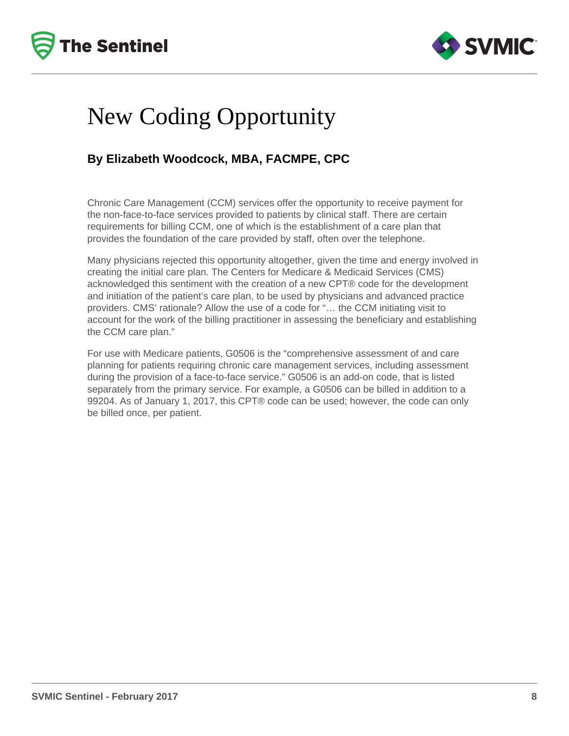# New Coding Opportunity

**By Elizabeth Woodcock, MBA, FACMPE, CPC**

Chronic Care Management (CCM) services offer the opportunity to receive payment for the non-face-to-face services provided to patients by clinical staff. There are certain requirements for billing CCM, one of which is the establishment of a care plan that provides the foundation of the care provided by staff, often over the telephone.

Many physicians rejected this opportunity altogether, given the time and energy involved in creating the initial care plan. The Centers for Medicare & Medicaid Services (CMS) acknowledged this sentiment with the creation of a new CPT® code for the development and initiation of the patient's care plan, to be used by physicians and advanced practice providers. CMS' rationale? Allow the use of a code for "… the CCM initiating visit to account for the work of the billing practitioner in assessing the beneficiary and establishing the CCM care plan."

For use with Medicare patients, G0506 is the "comprehensive assessment of and care planning for patients requiring chronic care management services, including assessment during the provision of a face-to-face service." G0506 is an add-on code, that is listed separately from the primary service. For example, a G0506 can be billed in addition to a 99204. As of January 1, 2017, this CPT® code can be used; however, the code can only be billed once, per patient.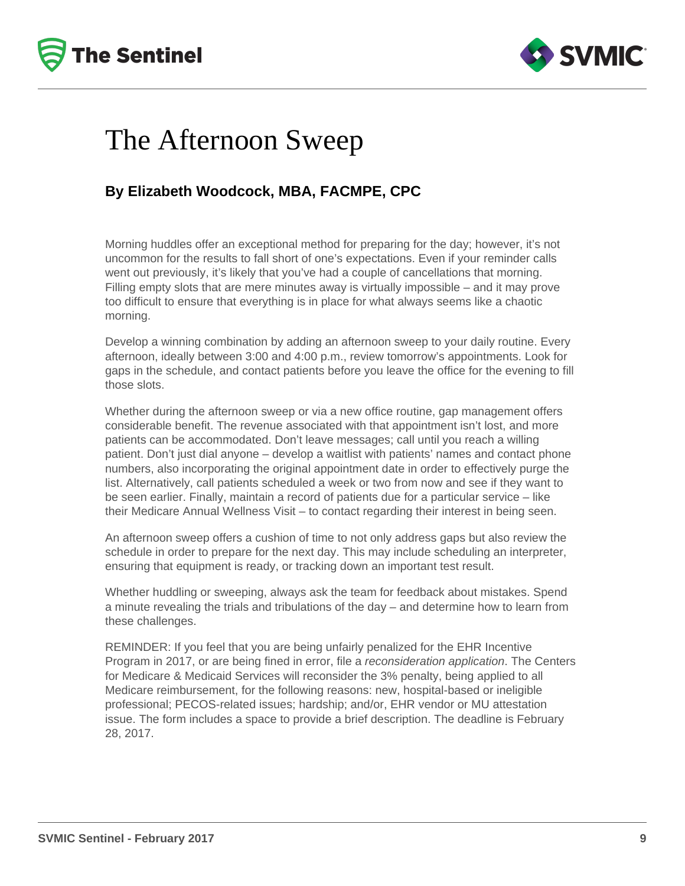# The Afternoon Sweep

### By Elizabeth Woodcock, MBA, FACMPE, CPC

Morning huddles offer an exceptional method for preparing for the day; however, it's not uncommon for the results to fall short of one's expectations. Even if your reminder calls went out previously, it's likely that you've had a couple of cancellations that morning. Filling empty slots that are mere minutes away is virtually impossible – and it may prove too difficult to ensure that everything is in place for what always seems like a chaotic morning.

Develop a winning combination by adding an afternoon sweep to your daily routine. Every afternoon, ideally between 3:00 and 4:00 p.m., review tomorrow's appointments. Look for gaps in the schedule, and contact patients before you leave the office for the evening to fill those slots.

Whether during the afternoon sweep or via a new office routine, gap management offers considerable benefit. The revenue associated with that appointment isn't lost, and more patients can be accommodated. Don't leave messages; call until you reach a willing patient. Don't just dial anyone – develop a waitlist with patients' names and contact phone numbers, also incorporating the original appointment date in order to effectively purge the list. Alternatively, call patients scheduled a week or two from now and see if they want to be seen earlier. Finally, maintain a record of patients due for a particular service – like their Medicare Annual Wellness Visit – to contact regarding their interest in being seen.

An afternoon sweep offers a cushion of time to not only address gaps but also review the schedule in order to prepare for the next day. This may include scheduling an interpreter, ensuring that equipment is ready, or tracking down an important test result.

Whether huddling or sweeping, always ask the team for feedback about mistakes. Spend a minute revealing the trials and tribulations of the day – and determine how to learn from these challenges.

REMINDER: If you feel that you are being unfairly penalized for the EHR Incentive Program in 2017, or are being fined in error, file a *reconsideration application*. The Centers for Medicare & Medicaid Services will reconsider the 3% penalty, being applied to all Medicare reimbursement, for the following reasons: new, hospital-based or ineligible professional; PECOS-related issues; hardship; and/or, EHR vendor or MU attestation issue. The form includes a space to provide a brief description. The deadline is February 28, 2017.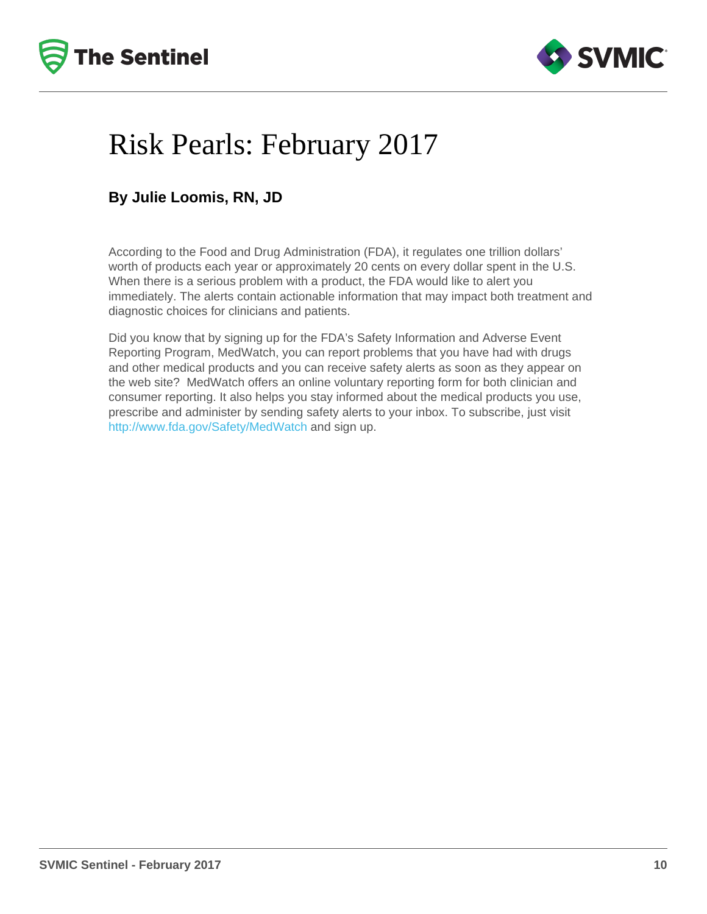# Risk Pearls: February 2017

**By Julie Loomis, RN, JD**

According to the Food and Drug Administration (FDA), it regulates one trillion dollars' worth of products each year or approximately 20 cents on every dollar spent in the U.S. When there is a serious problem with a product, the FDA would like to alert you immediately. The alerts contain actionable information that may impact both treatment and diagnostic choices for clinicians and patients.

Did you know that by signing up for the FDA's Safety Information and Adverse Event Reporting Program, MedWatch, you can report problems that you have had with drugs and other medical products and you can receive safety alerts as soon as they appear on the web site? MedWatch offers an online voluntary reporting form for both clinician and consumer reporting. It also helps you stay informed about the medical products you use, prescribe and administer by sending safety alerts to your inbox. To subscribe, just visit http://www.fda.gov/Safety/MedWatch and sign up.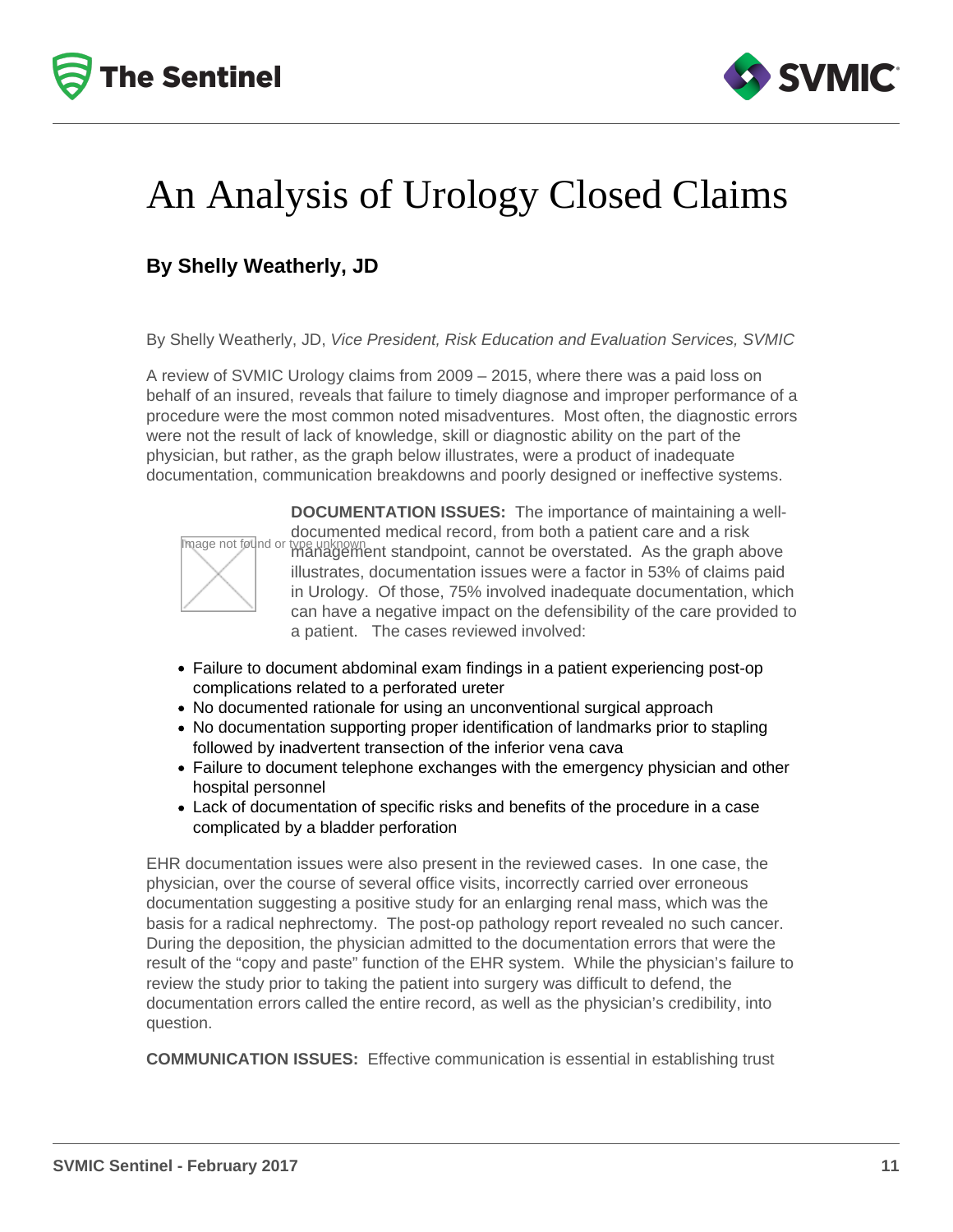# An Analysis of Urology Closed Claims

### By Shelly Weatherly, JD

By Shelly Weatherly, JD, *Vice President, Risk Education and Evaluation Services, SVMIC*

A review of SVMIC Urology claims from 2009 – 2015, where there was a paid loss on behalf of an insured, reveals that failure to timely diagnose and improper performance of a procedure were the most common noted misadventures. Most often, the diagnostic errors were not the result of lack of knowledge, skill or diagnostic ability on the part of the physician, but rather, as the graph below illustrates, were a product of inadequate documentation, communication breakdowns and poorly designed or ineffective systems.

Image not found or type unknown

**DOCUMENTATION ISSUES:** The importance of maintaining a well-documented medical record, from both a patient care and a risk management standpoint, cannot be overstated. As the graph above illustrates, documentation issues were a factor in 53% of claims paid in Urology. Of those, 75% involved inadequate documentation, which can have a negative impact on the defensibility of the care provided to a patient. The cases reviewed involved:

- Failure to document abdominal exam findings in a patient experiencing post-op complications related to a perforated ureter
- No documented rationale for using an unconventional surgical approach
- No documentation supporting proper identification of landmarks prior to stapling followed by inadvertent transection of the inferior vena cava
- Failure to document telephone exchanges with the emergency physician and other hospital personnel
- Lack of documentation of specific risks and benefits of the procedure in a case complicated by a bladder perforation

EHR documentation issues were also present in the reviewed cases. In one case, the physician, over the course of several office visits, incorrectly carried over erroneous documentation suggesting a positive study for an enlarging renal mass, which was the basis for a radical nephrectomy. The post-op pathology report revealed no such cancer. During the deposition, the physician admitted to the documentation errors that were the result of the "copy and paste" function of the EHR system. While the physician's failure to review the study prior to taking the patient into surgery was difficult to defend, the documentation errors called the entire record, as well as the physician's credibility, into question.

**COMMUNICATION ISSUES:** Effective communication is essential in establishing trust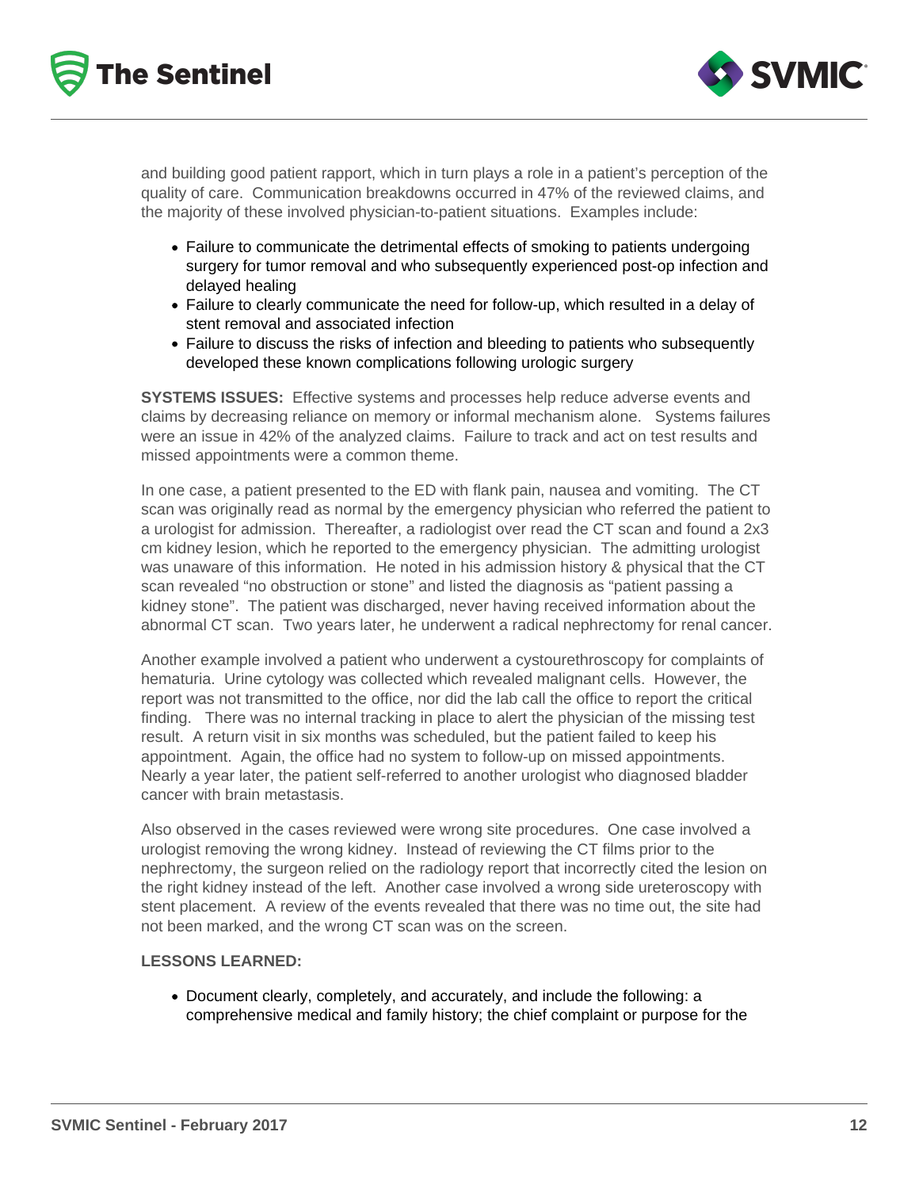and building good patient rapport, which in turn plays a role in a patient's perception of the quality of care. Communication breakdowns occurred in 47% of the reviewed claims, and the majority of these involved physician-to-patient situations. Examples include:

- Failure to communicate the detrimental effects of smoking to patients undergoing surgery for tumor removal and who subsequently experienced post-op infection and delayed healing
- Failure to clearly communicate the need for follow-up, which resulted in a delay of stent removal and associated infection
- Failure to discuss the risks of infection and bleeding to patients who subsequently developed these known complications following urologic surgery

**SYSTEMS ISSUES:** Effective systems and processes help reduce adverse events and claims by decreasing reliance on memory or informal mechanism alone. Systems failures were an issue in 42% of the analyzed claims. Failure to track and act on test results and missed appointments were a common theme.

In one case, a patient presented to the ED with flank pain, nausea and vomiting. The CT scan was originally read as normal by the emergency physician who referred the patient to a urologist for admission. Thereafter, a radiologist over read the CT scan and found a 2x3 cm kidney lesion, which he reported to the emergency physician. The admitting urologist was unaware of this information. He noted in his admission history & physical that the CT scan revealed "no obstruction or stone" and listed the diagnosis as "patient passing a kidney stone". The patient was discharged, never having received information about the abnormal CT scan. Two years later, he underwent a radical nephrectomy for renal cancer.

Another example involved a patient who underwent a cystourethroscopy for complaints of hematuria. Urine cytology was collected which revealed malignant cells. However, the report was not transmitted to the office, nor did the lab call the office to report the critical finding. There was no internal tracking in place to alert the physician of the missing test result. A return visit in six months was scheduled, but the patient failed to keep his appointment. Again, the office had no system to follow-up on missed appointments. Nearly a year later, the patient self-referred to another urologist who diagnosed bladder cancer with brain metastasis.

Also observed in the cases reviewed were wrong site procedures. One case involved a urologist removing the wrong kidney. Instead of reviewing the CT films prior to the nephrectomy, the surgeon relied on the radiology report that incorrectly cited the lesion on the right kidney instead of the left. Another case involved a wrong side ureteroscopy with stent placement. A review of the events revealed that there was no time out, the site had not been marked, and the wrong CT scan was on the screen.

**LESSONS LEARNED:**

- Document clearly, completely, and accurately, and include the following: a comprehensive medical and family history; the chief complaint or purpose for the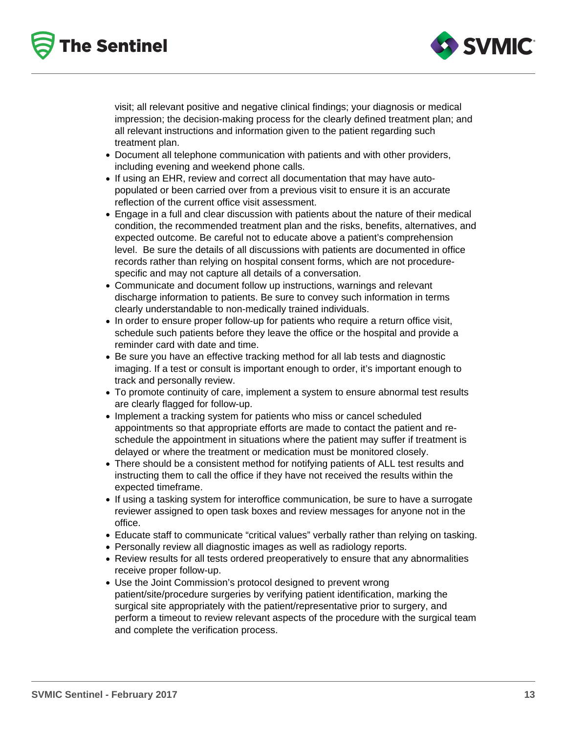visit; all relevant positive and negative clinical findings; your diagnosis or medical impression; the decision-making process for the clearly defined treatment plan; and all relevant instructions and information given to the patient regarding such treatment plan.

- Document all telephone communication with patients and with other providers, including evening and weekend phone calls.
- If using an EHR, review and correct all documentation that may have auto-populated or been carried over from a previous visit to ensure it is an accurate reflection of the current office visit assessment.
- Engage in a full and clear discussion with patients about the nature of their medical condition, the recommended treatment plan and the risks, benefits, alternatives, and expected outcome. Be careful not to educate above a patient's comprehension level. Be sure the details of all discussions with patients are documented in office records rather than relying on hospital consent forms, which are not procedure-specific and may not capture all details of a conversation.
- Communicate and document follow up instructions, warnings and relevant discharge information to patients. Be sure to convey such information in terms clearly understandable to non-medically trained individuals.
- In order to ensure proper follow-up for patients who require a return office visit, schedule such patients before they leave the office or the hospital and provide a reminder card with date and time.
- Be sure you have an effective tracking method for all lab tests and diagnostic imaging. If a test or consult is important enough to order, it's important enough to track and personally review.
- To promote continuity of care, implement a system to ensure abnormal test results are clearly flagged for follow-up.
- Implement a tracking system for patients who miss or cancel scheduled appointments so that appropriate efforts are made to contact the patient and re-schedule the appointment in situations where the patient may suffer if treatment is delayed or where the treatment or medication must be monitored closely.
- There should be a consistent method for notifying patients of ALL test results and instructing them to call the office if they have not received the results within the expected timeframe.
- If using a tasking system for interoffice communication, be sure to have a surrogate reviewer assigned to open task boxes and review messages for anyone not in the office.
- Educate staff to communicate "critical values" verbally rather than relying on tasking.
- Personally review all diagnostic images as well as radiology reports.
- Review results for all tests ordered preoperatively to ensure that any abnormalities receive proper follow-up.
- Use the Joint Commission's protocol designed to prevent wrong patient/site/procedure surgeries by verifying patient identification, marking the surgical site appropriately with the patient/representative prior to surgery, and perform a timeout to review relevant aspects of the procedure with the surgical team and complete the verification process.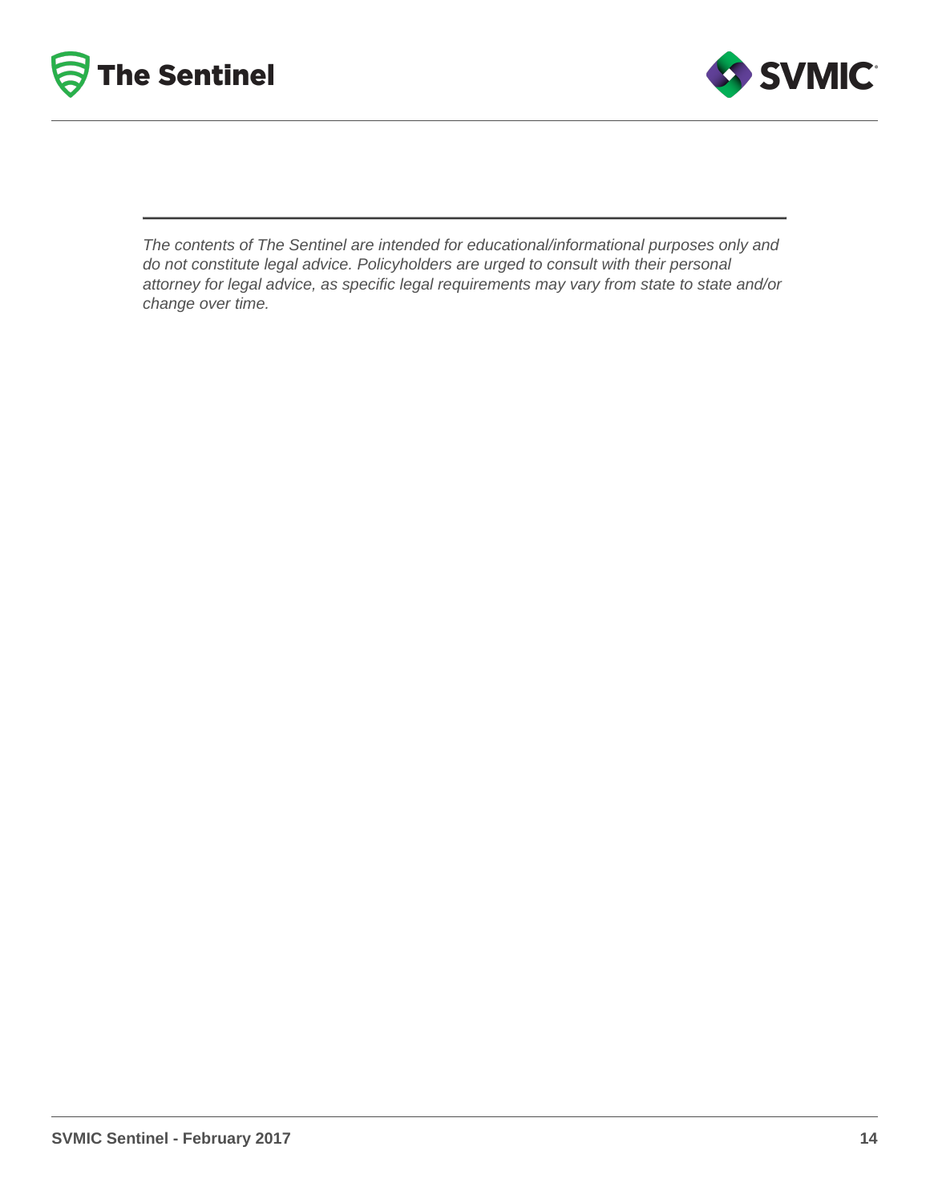---

*The contents of The Sentinel are intended for educational/informational purposes only and do not constitute legal advice. Policyholders are urged to consult with their personal attorney for legal advice, as specific legal requirements may vary from state to state and/or change over time.*